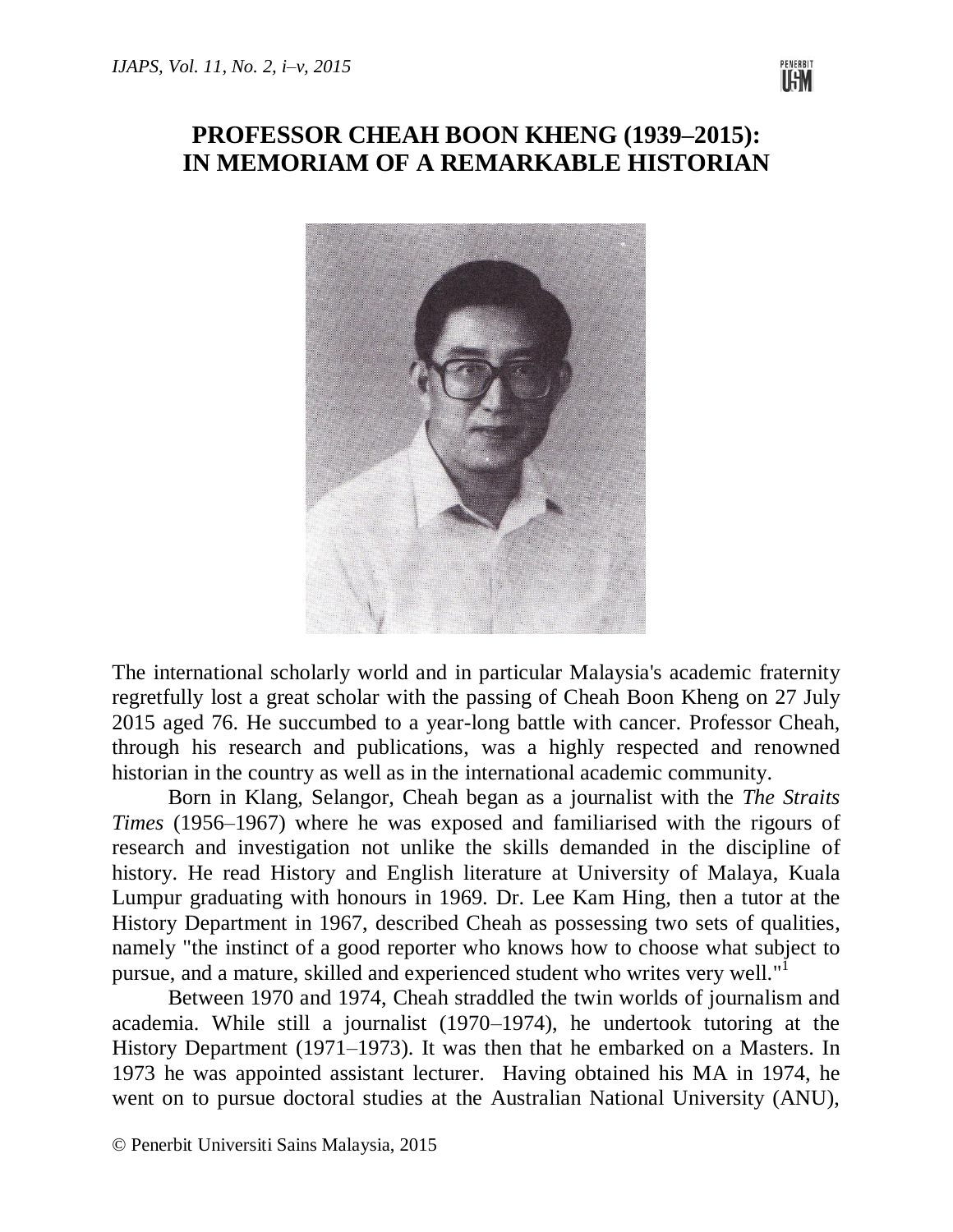# PROFESSOR CHEAH BOON KHENG (1939–2015): IN MEMORIAM OF A REMARKABLE HISTORIAN

The international scholarly world and in particular Malaysia's academic fraternity regretfully lost a great scholar with the passing of Cheah Boon Kheng on 27 July 2015 aged 76. He succumbed to a year-long battle with cancer. Professor Cheah, through his research and publications, was a highly respected and renowned historian in the country as well as in the international academic community.

Born in Klang, Selangor, Cheah began as a journalist with the *The Straits Times* (1956–1967) where he was exposed and familiarised with the rigours of research and investigation not unlike the skills demanded in the discipline of history. He read History and English literature at University of Malaya, Kuala Lumpur graduating with honours in 1969. Dr. Lee Kam Hing, then a tutor at the History Department in 1967, described Cheah as possessing two sets of qualities, namely "the instinct of a good reporter who knows how to choose what subject to pursue, and a mature, skilled and experienced student who writes very well."[1]

Between 1970 and 1974, Cheah straddled the twin worlds of journalism and academia. While still a journalist (1970–1974), he undertook tutoring at the History Department (1971–1973). It was then that he embarked on a Masters. In 1973 he was appointed assistant lecturer. Having obtained his MA in 1974, he went on to pursue doctoral studies at the Australian National University (ANU),

© Penerbit Universiti Sains Malaysia, 2015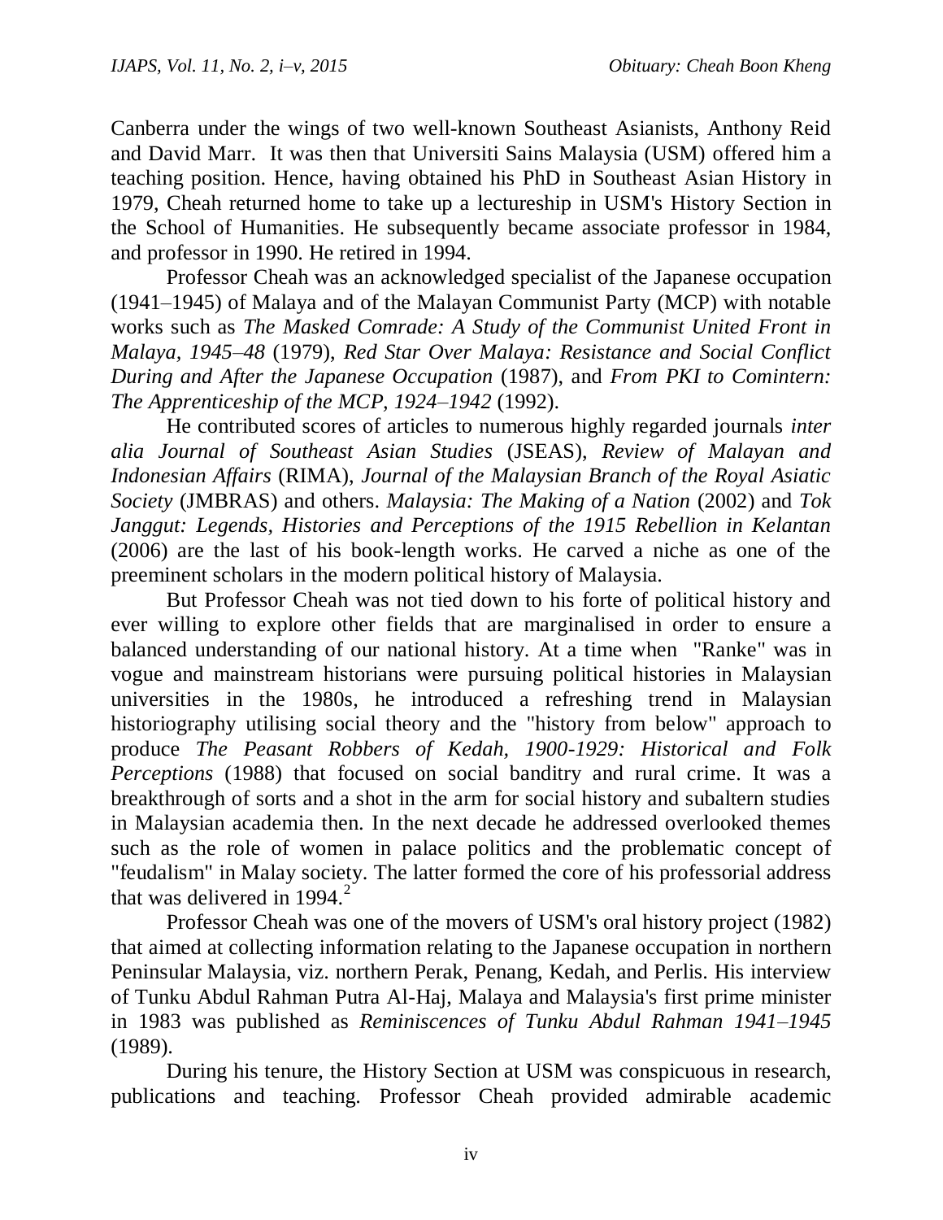Canberra under the wings of two well-known Southeast Asianists, Anthony Reid and David Marr. It was then that Universiti Sains Malaysia (USM) offered him a teaching position. Hence, having obtained his PhD in Southeast Asian History in 1979, Cheah returned home to take up a lectureship in USM's History Section in the School of Humanities. He subsequently became associate professor in 1984, and professor in 1990. He retired in 1994.

Professor Cheah was an acknowledged specialist of the Japanese occupation (1941–1945) of Malaya and of the Malayan Communist Party (MCP) with notable works such as *The Masked Comrade: A Study of the Communist United Front in Malaya, 1945–48* (1979), *Red Star Over Malaya: Resistance and Social Conflict During and After the Japanese Occupation* (1987), and *From PKI to Comintern: The Apprenticeship of the MCP, 1924–1942* (1992).

He contributed scores of articles to numerous highly regarded journals *inter alia Journal of Southeast Asian Studies* (JSEAS), *Review of Malayan and Indonesian Affairs* (RIMA), *Journal of the Malaysian Branch of the Royal Asiatic Society* (JMBRAS) and others. *Malaysia: The Making of a Nation* (2002) and *Tok Janggut: Legends, Histories and Perceptions of the 1915 Rebellion in Kelantan* (2006) are the last of his book-length works. He carved a niche as one of the preeminent scholars in the modern political history of Malaysia.

But Professor Cheah was not tied down to his forte of political history and ever willing to explore other fields that are marginalised in order to ensure a balanced understanding of our national history. At a time when "Ranke" was in vogue and mainstream historians were pursuing political histories in Malaysian universities in the 1980s, he introduced a refreshing trend in Malaysian historiography utilising social theory and the "history from below" approach to produce *The Peasant Robbers of Kedah, 1900-1929: Historical and Folk Perceptions* (1988) that focused on social banditry and rural crime. It was a breakthrough of sorts and a shot in the arm for social history and subaltern studies in Malaysian academia then. In the next decade he addressed overlooked themes such as the role of women in palace politics and the problematic concept of "feudalism" in Malay society. The latter formed the core of his professorial address that was delivered in 1994.[2]

Professor Cheah was one of the movers of USM's oral history project (1982) that aimed at collecting information relating to the Japanese occupation in northern Peninsular Malaysia, viz. northern Perak, Penang, Kedah, and Perlis. His interview of Tunku Abdul Rahman Putra Al-Haj, Malaya and Malaysia's first prime minister in 1983 was published as *Reminiscences of Tunku Abdul Rahman 1941–1945* (1989).

During his tenure, the History Section at USM was conspicuous in research, publications and teaching. Professor Cheah provided admirable academic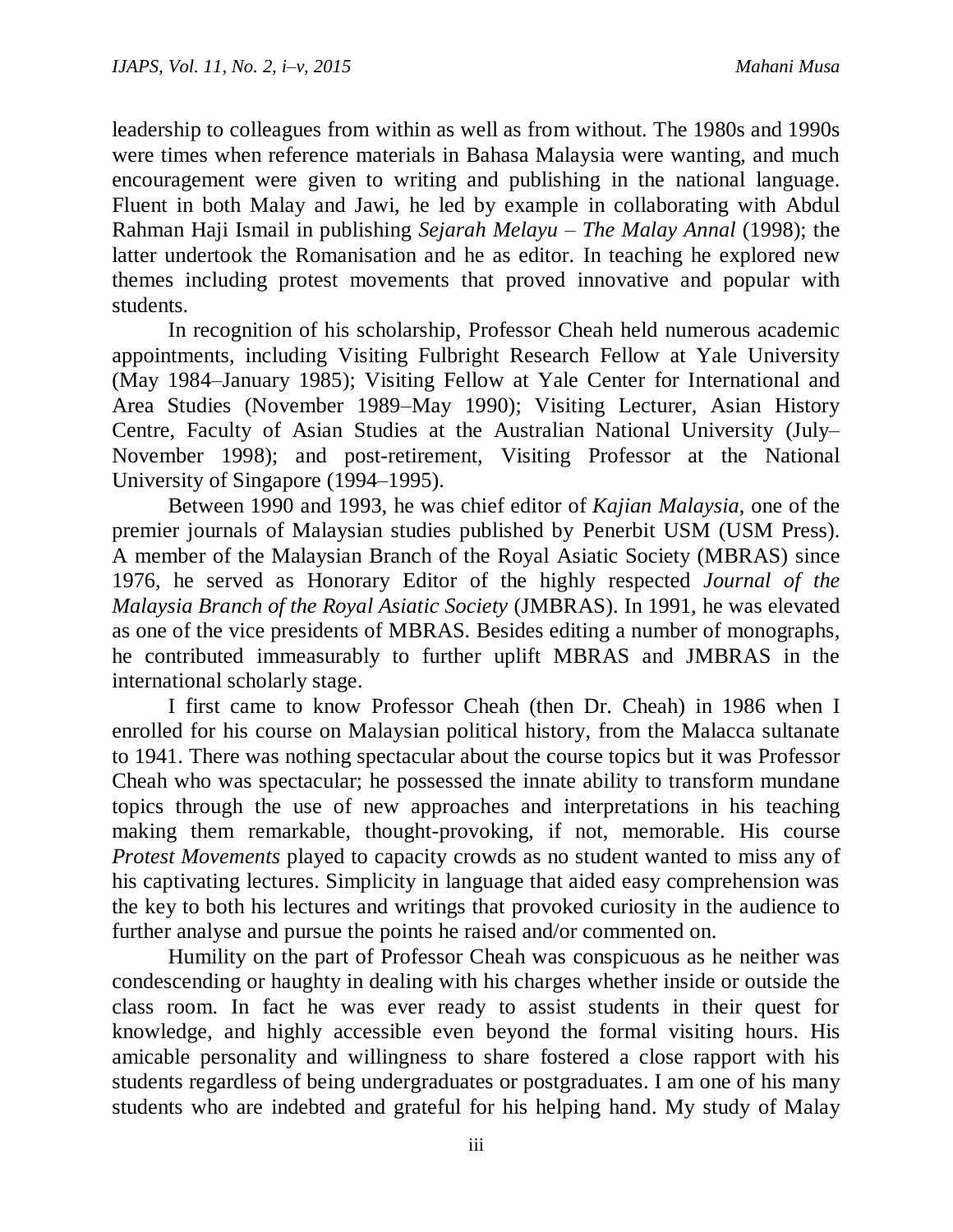leadership to colleagues from within as well as from without. The 1980s and 1990s were times when reference materials in Bahasa Malaysia were wanting, and much encouragement were given to writing and publishing in the national language. Fluent in both Malay and Jawi, he led by example in collaborating with Abdul Rahman Haji Ismail in publishing *Sejarah Melayu – The Malay Annal* (1998); the latter undertook the Romanisation and he as editor. In teaching he explored new themes including protest movements that proved innovative and popular with students.

In recognition of his scholarship, Professor Cheah held numerous academic appointments, including Visiting Fulbright Research Fellow at Yale University (May 1984–January 1985); Visiting Fellow at Yale Center for International and Area Studies (November 1989–May 1990); Visiting Lecturer, Asian History Centre, Faculty of Asian Studies at the Australian National University (July–November 1998); and post-retirement, Visiting Professor at the National University of Singapore (1994–1995).

Between 1990 and 1993, he was chief editor of *Kajian Malaysia*, one of the premier journals of Malaysian studies published by Penerbit USM (USM Press). A member of the Malaysian Branch of the Royal Asiatic Society (MBRAS) since 1976, he served as Honorary Editor of the highly respected *Journal of the Malaysia Branch of the Royal Asiatic Society* (JMBRAS). In 1991, he was elevated as one of the vice presidents of MBRAS. Besides editing a number of monographs, he contributed immeasurably to further uplift MBRAS and JMBRAS in the international scholarly stage.

I first came to know Professor Cheah (then Dr. Cheah) in 1986 when I enrolled for his course on Malaysian political history, from the Malacca sultanate to 1941. There was nothing spectacular about the course topics but it was Professor Cheah who was spectacular; he possessed the innate ability to transform mundane topics through the use of new approaches and interpretations in his teaching making them remarkable, thought-provoking, if not, memorable. His course *Protest Movements* played to capacity crowds as no student wanted to miss any of his captivating lectures. Simplicity in language that aided easy comprehension was the key to both his lectures and writings that provoked curiosity in the audience to further analyse and pursue the points he raised and/or commented on.

Humility on the part of Professor Cheah was conspicuous as he neither was condescending or haughty in dealing with his charges whether inside or outside the class room. In fact he was ever ready to assist students in their quest for knowledge, and highly accessible even beyond the formal visiting hours. His amicable personality and willingness to share fostered a close rapport with his students regardless of being undergraduates or postgraduates. I am one of his many students who are indebted and grateful for his helping hand. My study of Malay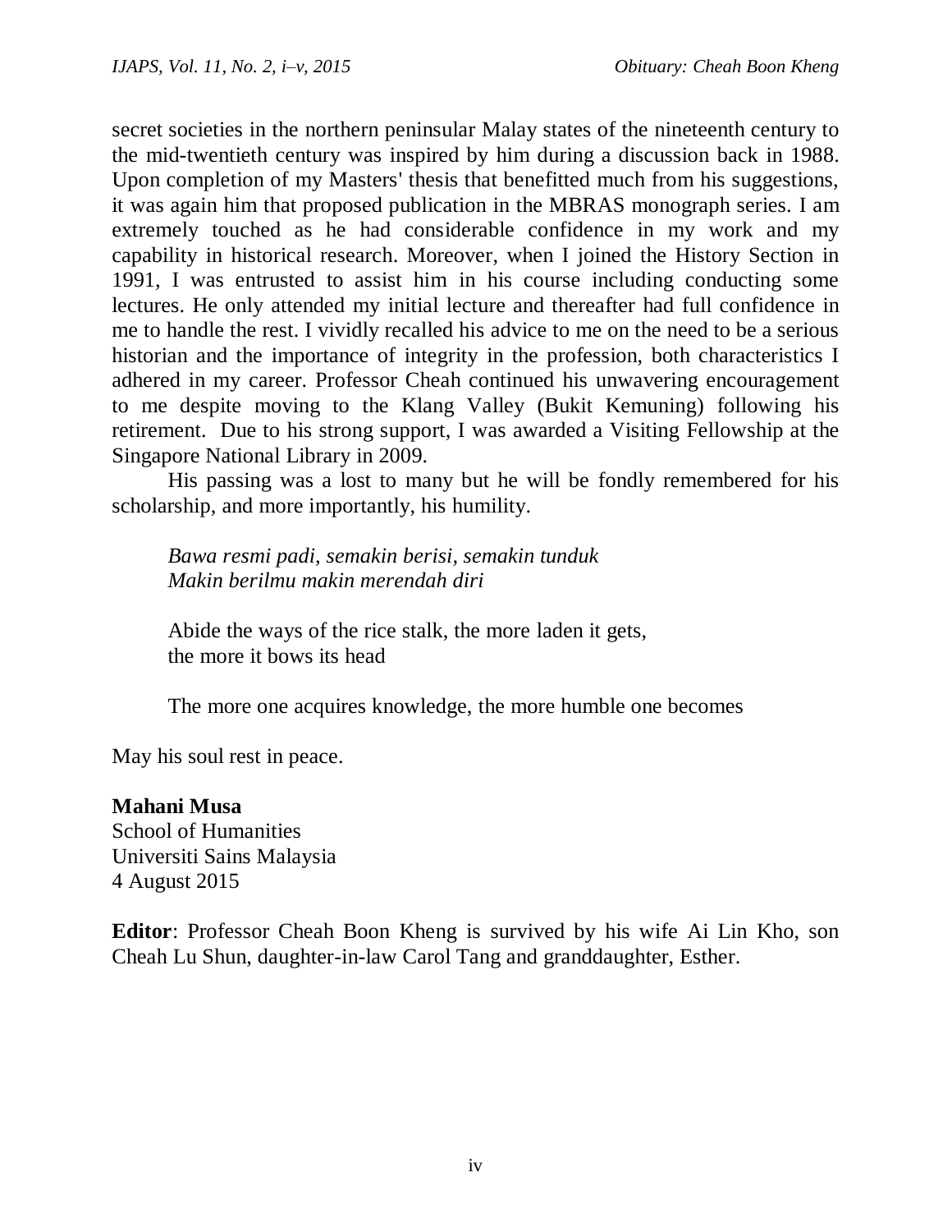secret societies in the northern peninsular Malay states of the nineteenth century to the mid-twentieth century was inspired by him during a discussion back in 1988. Upon completion of my Masters' thesis that benefitted much from his suggestions, it was again him that proposed publication in the MBRAS monograph series. I am extremely touched as he had considerable confidence in my work and my capability in historical research. Moreover, when I joined the History Section in 1991, I was entrusted to assist him in his course including conducting some lectures. He only attended my initial lecture and thereafter had full confidence in me to handle the rest. I vividly recalled his advice to me on the need to be a serious historian and the importance of integrity in the profession, both characteristics I adhered in my career. Professor Cheah continued his unwavering encouragement to me despite moving to the Klang Valley (Bukit Kemuning) following his retirement. Due to his strong support, I was awarded a Visiting Fellowship at the Singapore National Library in 2009.

His passing was a lost to many but he will be fondly remembered for his scholarship, and more importantly, his humility.

> *Bawa resmi padi, semakin berisi, semakin tunduk*
> *Makin berilmu makin merendah diri*
>
> Abide the ways of the rice stalk, the more laden it gets,
> the more it bows its head
>
> The more one acquires knowledge, the more humble one becomes

May his soul rest in peace.

**Mahani Musa**
School of Humanities
Universiti Sains Malaysia
4 August 2015

**Editor**: Professor Cheah Boon Kheng is survived by his wife Ai Lin Kho, son Cheah Lu Shun, daughter-in-law Carol Tang and granddaughter, Esther.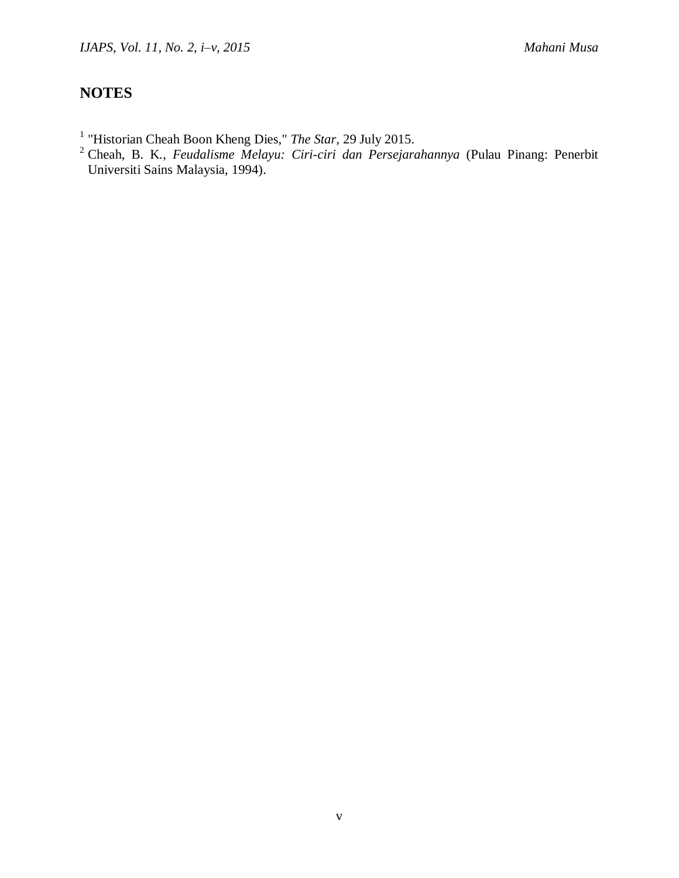## NOTES

[1] "Historian Cheah Boon Kheng Dies," *The Star*, 29 July 2015.

[2] Cheah, B. K., *Feudalisme Melayu: Ciri-ciri dan Persejarahannya* (Pulau Pinang: Penerbit Universiti Sains Malaysia, 1994).